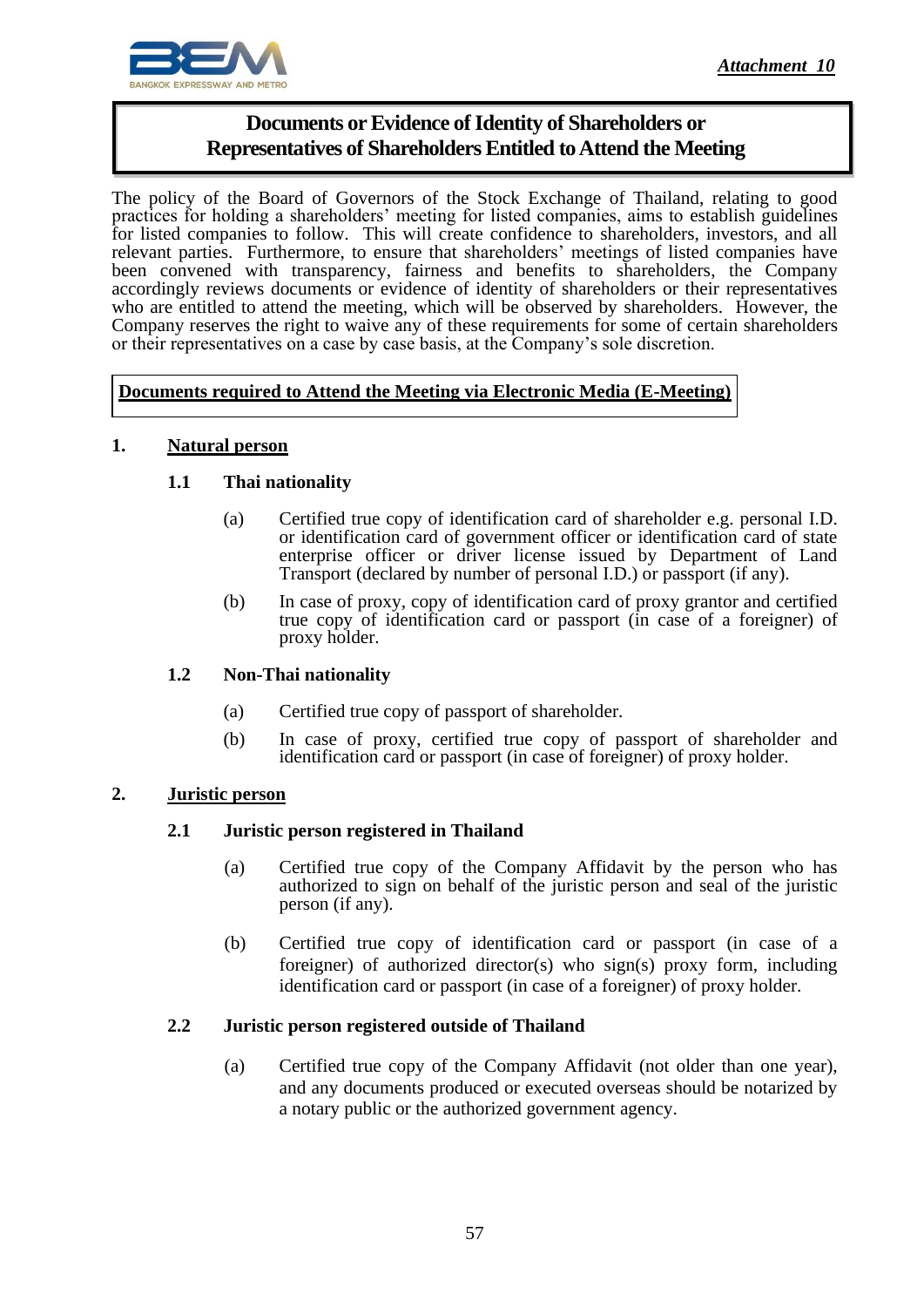*Attachment 10*

# Documents or Evidence of Identity of Shareholders or Representatives of Shareholders Entitled to Attend the Meeting

The policy of the Board of Governors of the Stock Exchange of Thailand, relating to good practices for holding a shareholders' meeting for listed companies, aims to establish guidelines for listed companies to follow. This will create confidence to shareholders, investors, and all relevant parties. Furthermore, to ensure that shareholders' meetings of listed companies have been convened with transparency, fairness and benefits to shareholders, the Company accordingly reviews documents or evidence of identity of shareholders or their representatives who are entitled to attend the meeting, which will be observed by shareholders. However, the Company reserves the right to waive any of these requirements for some of certain shareholders or their representatives on a case by case basis, at the Company's sole discretion.

## Documents required to Attend the Meeting via Electronic Media (E-Meeting)

**1. Natural person**

**1.1 Thai nationality**

(a) Certified true copy of identification card of shareholder e.g. personal I.D. or identification card of government officer or identification card of state enterprise officer or driver license issued by Department of Land Transport (declared by number of personal I.D.) or passport (if any).

(b) In case of proxy, copy of identification card of proxy grantor and certified true copy of identification card or passport (in case of a foreigner) of proxy holder.

**1.2 Non-Thai nationality**

(a) Certified true copy of passport of shareholder.

(b) In case of proxy, certified true copy of passport of shareholder and identification card or passport (in case of foreigner) of proxy holder.

**2. Juristic person**

**2.1 Juristic person registered in Thailand**

(a) Certified true copy of the Company Affidavit by the person who has authorized to sign on behalf of the juristic person and seal of the juristic person (if any).

(b) Certified true copy of identification card or passport (in case of a foreigner) of authorized director(s) who sign(s) proxy form, including identification card or passport (in case of a foreigner) of proxy holder.

**2.2 Juristic person registered outside of Thailand**

(a) Certified true copy of the Company Affidavit (not older than one year), and any documents produced or executed overseas should be notarized by a notary public or the authorized government agency.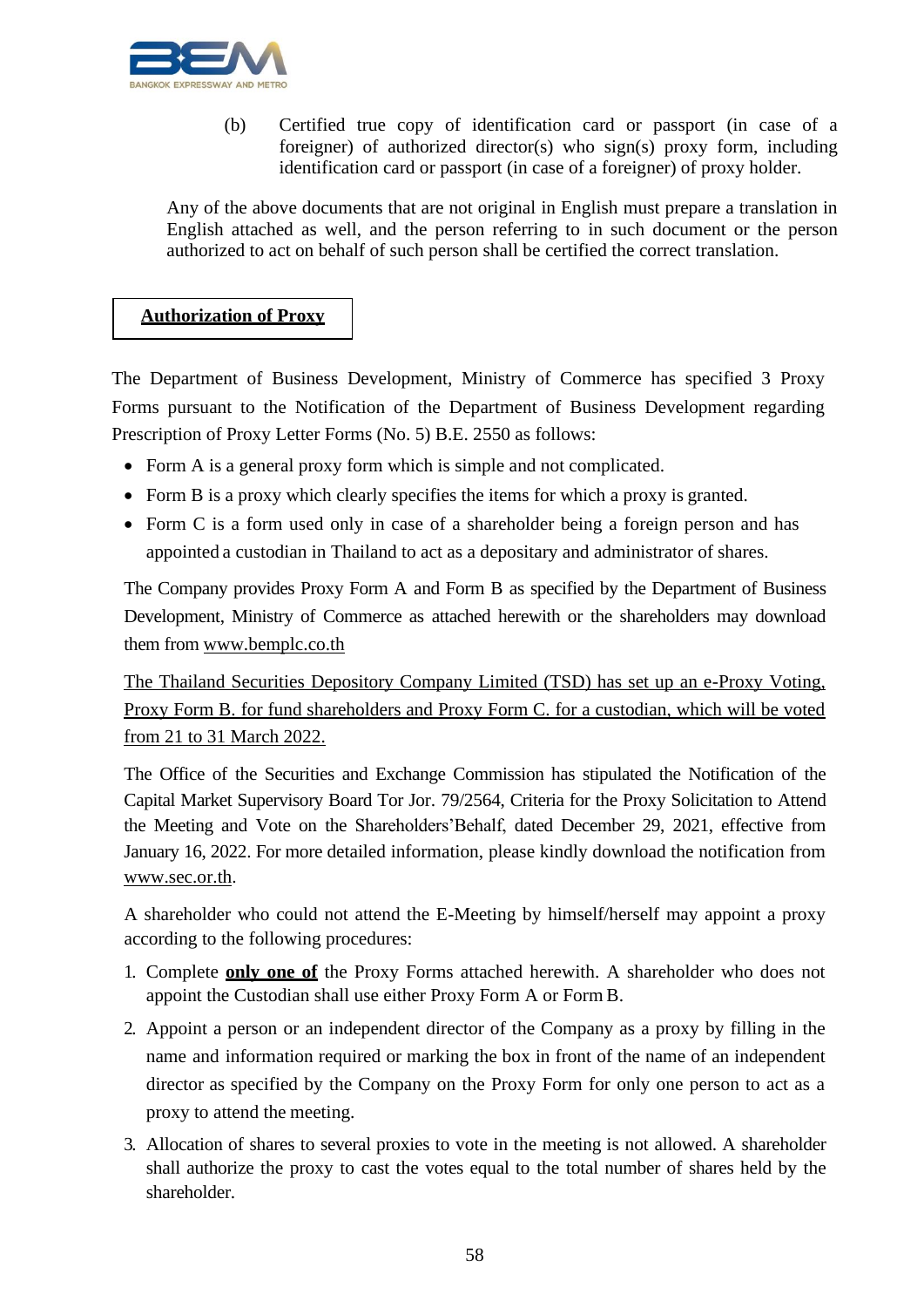(b) Certified true copy of identification card or passport (in case of a foreigner) of authorized director(s) who sign(s) proxy form, including identification card or passport (in case of a foreigner) of proxy holder.

Any of the above documents that are not original in English must prepare a translation in English attached as well, and the person referring to in such document or the person authorized to act on behalf of such person shall be certified the correct translation.

## **Authorization of Proxy**

The Department of Business Development, Ministry of Commerce has specified 3 Proxy Forms pursuant to the Notification of the Department of Business Development regarding Prescription of Proxy Letter Forms (No. 5) B.E. 2550 as follows:

- Form A is a general proxy form which is simple and not complicated.
- Form B is a proxy which clearly specifies the items for which a proxy is granted.
- Form C is a form used only in case of a shareholder being a foreign person and has appointed a custodian in Thailand to act as a depositary and administrator of shares.

The Company provides Proxy Form A and Form B as specified by the Department of Business Development, Ministry of Commerce as attached herewith or the shareholders may download them from www.bemplc.co.th

The Thailand Securities Depository Company Limited (TSD) has set up an e-Proxy Voting, Proxy Form B. for fund shareholders and Proxy Form C. for a custodian, which will be voted from 21 to 31 March 2022.

The Office of the Securities and Exchange Commission has stipulated the Notification of the Capital Market Supervisory Board Tor Jor. 79/2564, Criteria for the Proxy Solicitation to Attend the Meeting and Vote on the Shareholders'Behalf, dated December 29, 2021, effective from January 16, 2022. For more detailed information, please kindly download the notification from www.sec.or.th.

A shareholder who could not attend the E-Meeting by himself/herself may appoint a proxy according to the following procedures:

1. Complete **only one of** the Proxy Forms attached herewith. A shareholder who does not appoint the Custodian shall use either Proxy Form A or Form B.
2. Appoint a person or an independent director of the Company as a proxy by filling in the name and information required or marking the box in front of the name of an independent director as specified by the Company on the Proxy Form for only one person to act as a proxy to attend the meeting.
3. Allocation of shares to several proxies to vote in the meeting is not allowed. A shareholder shall authorize the proxy to cast the votes equal to the total number of shares held by the shareholder.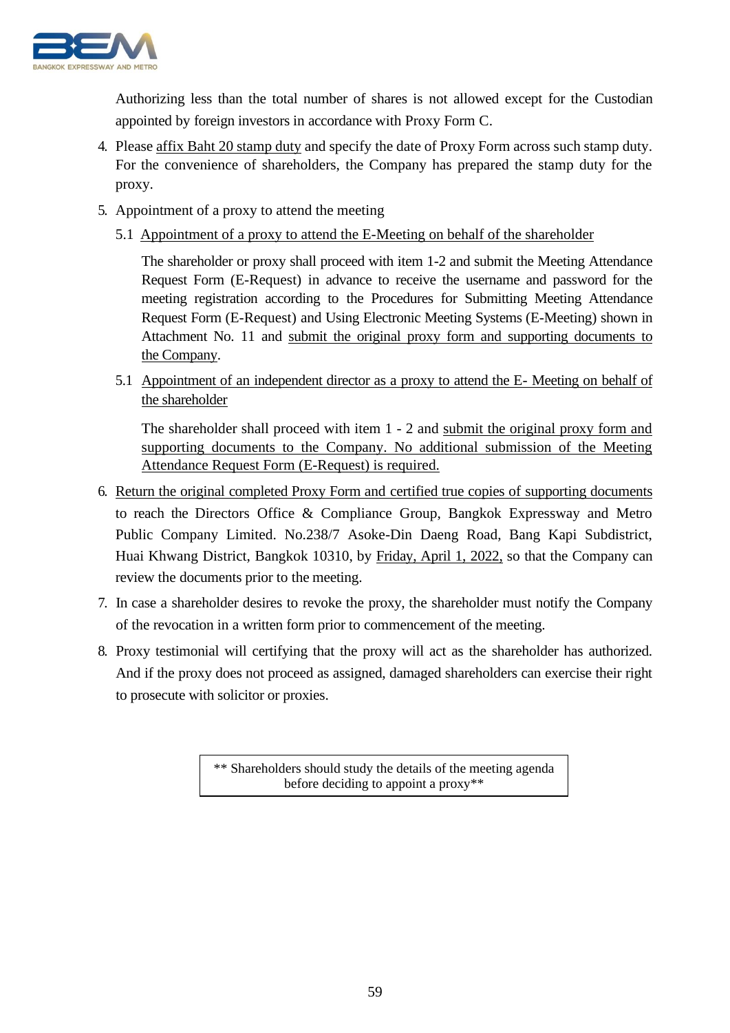Authorizing less than the total number of shares is not allowed except for the Custodian appointed by foreign investors in accordance with Proxy Form C.

4. Please affix Baht 20 stamp duty and specify the date of Proxy Form across such stamp duty. For the convenience of shareholders, the Company has prepared the stamp duty for the proxy.

5. Appointment of a proxy to attend the meeting

   5.1 Appointment of a proxy to attend the E-Meeting on behalf of the shareholder

   The shareholder or proxy shall proceed with item 1-2 and submit the Meeting Attendance Request Form (E-Request) in advance to receive the username and password for the meeting registration according to the Procedures for Submitting Meeting Attendance Request Form (E-Request) and Using Electronic Meeting Systems (E-Meeting) shown in Attachment No. 11 and submit the original proxy form and supporting documents to the Company.

   5.1 Appointment of an independent director as a proxy to attend the E- Meeting on behalf of the shareholder

   The shareholder shall proceed with item 1 - 2 and submit the original proxy form and supporting documents to the Company. No additional submission of the Meeting Attendance Request Form (E-Request) is required.

6. Return the original completed Proxy Form and certified true copies of supporting documents to reach the Directors Office & Compliance Group, Bangkok Expressway and Metro Public Company Limited. No.238/7 Asoke-Din Daeng Road, Bang Kapi Subdistrict, Huai Khwang District, Bangkok 10310, by Friday, April 1, 2022, so that the Company can review the documents prior to the meeting.

7. In case a shareholder desires to revoke the proxy, the shareholder must notify the Company of the revocation in a written form prior to commencement of the meeting.

8. Proxy testimonial will certifying that the proxy will act as the shareholder has authorized. And if the proxy does not proceed as assigned, damaged shareholders can exercise their right to prosecute with solicitor or proxies.

** Shareholders should study the details of the meeting agenda before deciding to appoint a proxy**